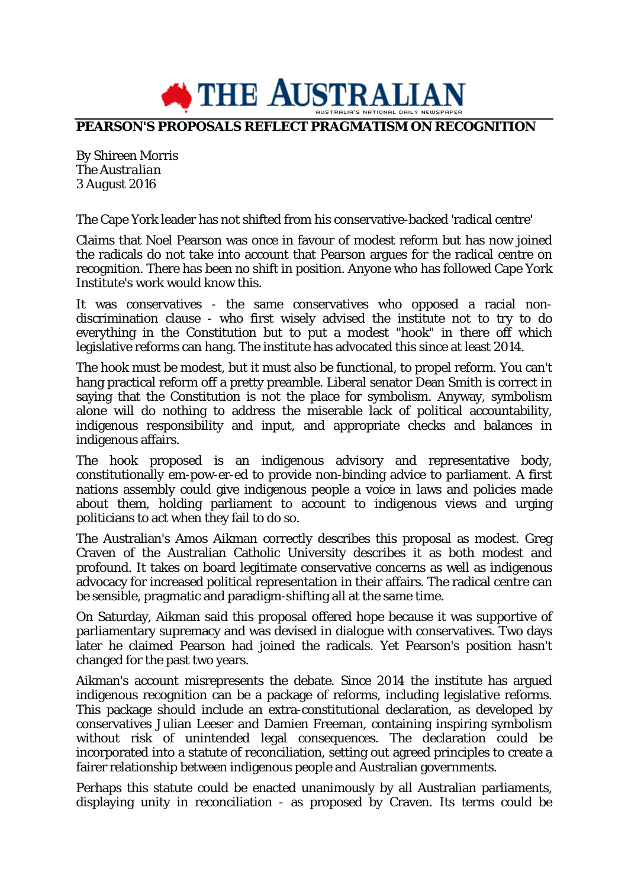# THE AUSTRALIAN

## PEARSON'S PROPOSALS REFLECT PRAGMATISM ON RECOGNITION

By Shireen Morris
*The Australian*
3 August 2016

The Cape York leader has not shifted from his conservative-backed 'radical centre'

Claims that Noel Pearson was once in favour of modest reform but has now joined the radicals do not take into account that Pearson argues for the radical centre on recognition. There has been no shift in position. Anyone who has followed Cape York Institute's work would know this.

It was conservatives - the same conservatives who opposed a racial non-discrimination clause - who first wisely advised the institute not to try to do everything in the Constitution but to put a modest "hook" in there off which legislative reforms can hang. The institute has advocated this since at least 2014.

The hook must be modest, but it must also be functional, to propel reform. You can't hang practical reform off a pretty preamble. Liberal senator Dean Smith is correct in saying that the Constitution is not the place for symbolism. Anyway, symbolism alone will do nothing to address the miserable lack of political accountability, indigenous responsibility and input, and appropriate checks and balances in indigenous affairs.

The hook proposed is an indigenous advisory and representative body, constitutionally em-pow-er-ed to provide non-binding advice to parliament. A first nations assembly could give indigenous people a voice in laws and policies made about them, holding parliament to account to indigenous views and urging politicians to act when they fail to do so.

The Australian's Amos Aikman correctly describes this proposal as modest. Greg Craven of the Australian Catholic University describes it as both modest and profound. It takes on board legitimate conservative concerns as well as indigenous advocacy for increased political representation in their affairs. The radical centre can be sensible, pragmatic and paradigm-shifting all at the same time.

On Saturday, Aikman said this proposal offered hope because it was supportive of parliamentary supremacy and was devised in dialogue with conservatives. Two days later he claimed Pearson had joined the radicals. Yet Pearson's position hasn't changed for the past two years.

Aikman's account misrepresents the debate. Since 2014 the institute has argued indigenous recognition can be a package of reforms, including legislative reforms. This package should include an extra-constitutional declaration, as developed by conservatives Julian Leeser and Damien Freeman, containing inspiring symbolism without risk of unintended legal consequences. The declaration could be incorporated into a statute of reconciliation, setting out agreed principles to create a fairer relationship between indigenous people and Australian governments.

Perhaps this statute could be enacted unanimously by all Australian parliaments, displaying unity in reconciliation - as proposed by Craven. Its terms could be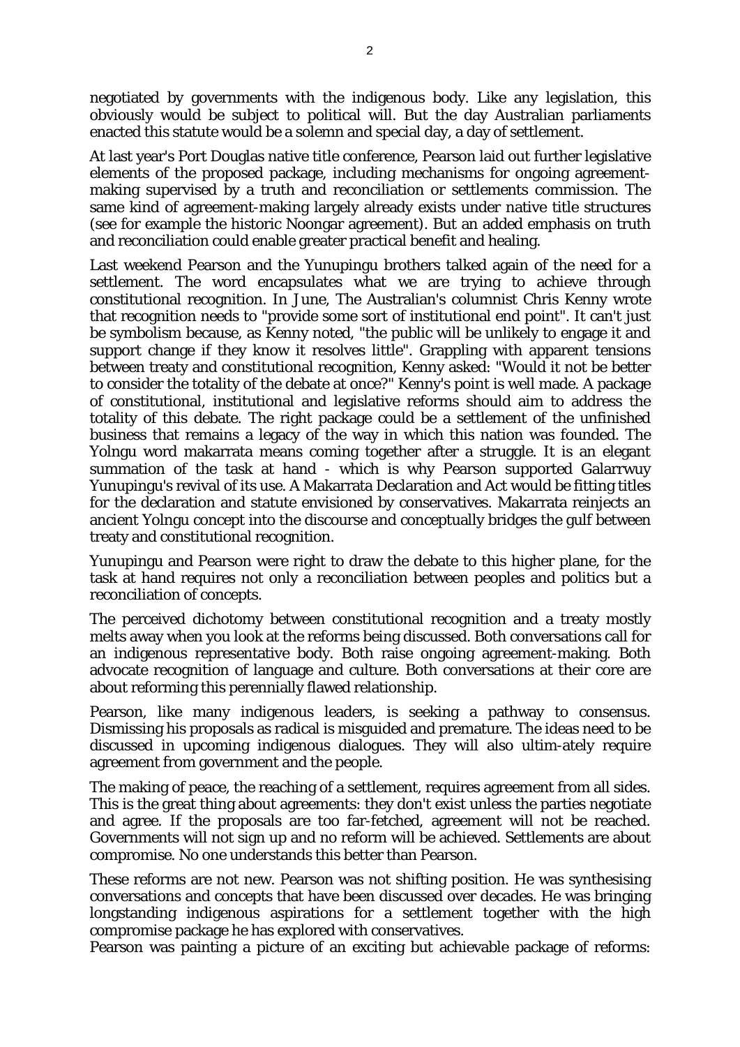negotiated by governments with the indigenous body. Like any legislation, this obviously would be subject to political will. But the day Australian parliaments enacted this statute would be a solemn and special day, a day of settlement.

At last year's Port Douglas native title conference, Pearson laid out further legislative elements of the proposed package, including mechanisms for ongoing agreement-making supervised by a truth and reconciliation or settlements commission. The same kind of agreement-making largely already exists under native title structures (see for example the historic Noongar agreement). But an added emphasis on truth and reconciliation could enable greater practical benefit and healing.

Last weekend Pearson and the Yunupingu brothers talked again of the need for a settlement. The word encapsulates what we are trying to achieve through constitutional recognition. In June, The Australian's columnist Chris Kenny wrote that recognition needs to "provide some sort of institutional end point". It can't just be symbolism because, as Kenny noted, "the public will be unlikely to engage it and support change if they know it resolves little". Grappling with apparent tensions between treaty and constitutional recognition, Kenny asked: "Would it not be better to consider the totality of the debate at once?" Kenny's point is well made. A package of constitutional, institutional and legislative reforms should aim to address the totality of this debate. The right package could be a settlement of the unfinished business that remains a legacy of the way in which this nation was founded. The Yolngu word makarrata means coming together after a struggle. It is an elegant summation of the task at hand - which is why Pearson supported Galarrwuy Yunupingu's revival of its use. A Makarrata Declaration and Act would be fitting titles for the declaration and statute envisioned by conservatives. Makarrata reinjects an ancient Yolngu concept into the discourse and conceptually bridges the gulf between treaty and constitutional recognition.

Yunupingu and Pearson were right to draw the debate to this higher plane, for the task at hand requires not only a reconciliation between peoples and politics but a reconciliation of concepts.

The perceived dichotomy between constitutional recognition and a treaty mostly melts away when you look at the reforms being discussed. Both conversations call for an indigenous representative body. Both raise ongoing agreement-making. Both advocate recognition of language and culture. Both conversations at their core are about reforming this perennially flawed relationship.

Pearson, like many indigenous leaders, is seeking a pathway to consensus. Dismissing his proposals as radical is misguided and premature. The ideas need to be discussed in upcoming indigenous dialogues. They will also ultim-ately require agreement from government and the people.

The making of peace, the reaching of a settlement, requires agreement from all sides. This is the great thing about agreements: they don't exist unless the parties negotiate and agree. If the proposals are too far-fetched, agreement will not be reached. Governments will not sign up and no reform will be achieved. Settlements are about compromise. No one understands this better than Pearson.

These reforms are not new. Pearson was not shifting position. He was synthesising conversations and concepts that have been discussed over decades. He was bringing longstanding indigenous aspirations for a settlement together with the high compromise package he has explored with conservatives.

Pearson was painting a picture of an exciting but achievable package of reforms: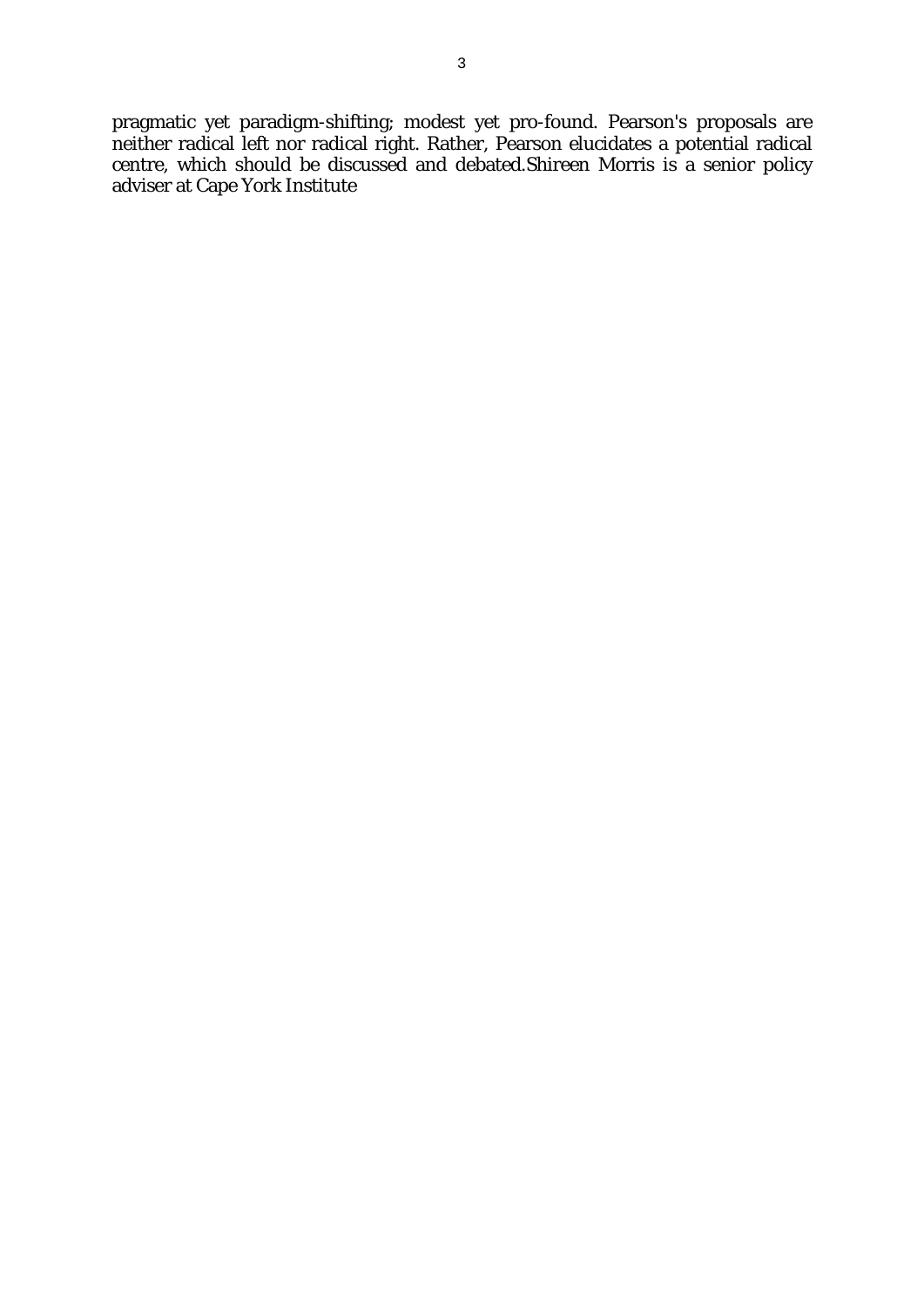pragmatic yet paradigm-shifting; modest yet pro-found. Pearson's proposals are neither radical left nor radical right. Rather, Pearson elucidates a potential radical centre, which should be discussed and debated.Shireen Morris is a senior policy adviser at Cape York Institute